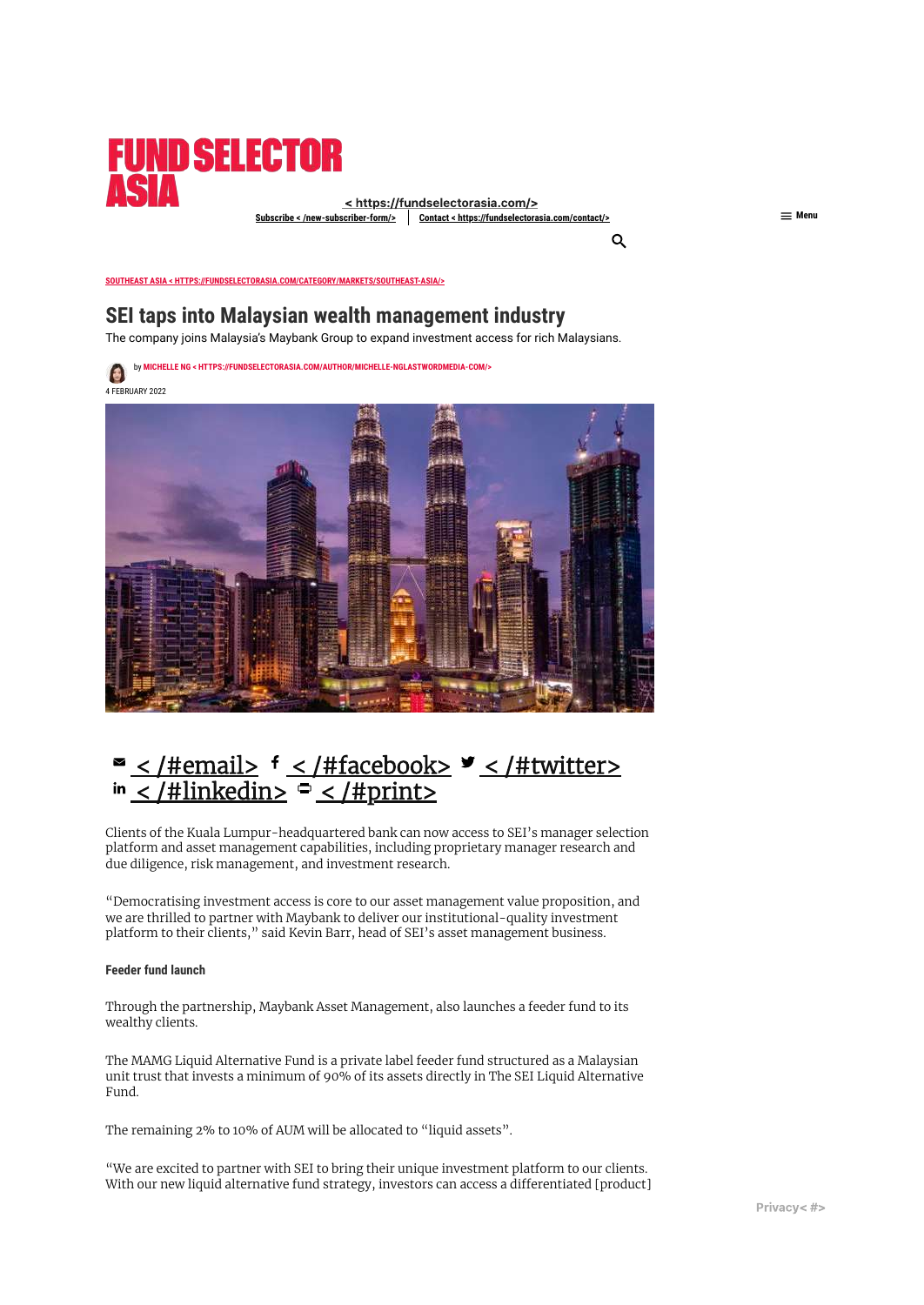SOUTHEAST ASIA < HTTPS://FUNDSELECTORASIA.COM/CATEGORY/MARKETS/SOUTHEAST-ASIA/>

# SEI taps into Malaysian wealth management industry

The company joins Malaysia's Maybank Group to expand investment access for rich Malaysians.

by MICHELLE NG < HTTPS://FUNDSELECTORASIA.COM/AUTHOR/MICHELLE-NGLASTWORDMEDIA-COM/>

4 FEBRUARY 2022

Clients of the Kuala Lumpur-headquartered bank can now access to SEI's manager selection platform and asset management capabilities, including proprietary manager research and due diligence, risk management, and investment research.

"Democratising investment access is core to our asset management value proposition, and we are thrilled to partner with Maybank to deliver our institutional-quality investment platform to their clients," said Kevin Barr, head of SEI's asset management business.

**Feeder fund launch**

Through the partnership, Maybank Asset Management, also launches a feeder fund to its wealthy clients.

The MAMG Liquid Alternative Fund is a private label feeder fund structured as a Malaysian unit trust that invests a minimum of 90% of its assets directly in The SEI Liquid Alternative Fund.

The remaining 2% to 10% of AUM will be allocated to "liquid assets".

"We are excited to partner with SEI to bring their unique investment platform to our clients. With our new liquid alternative fund strategy, investors can access a differentiated [product]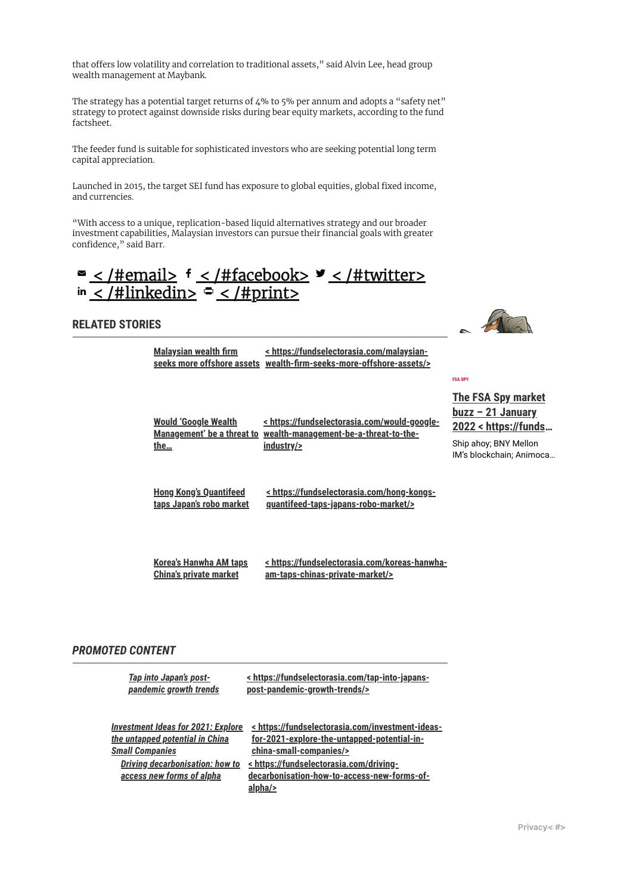that offers low volatility and correlation to traditional assets," said Alvin Lee, head group wealth management at Maybank.

The strategy has a potential target returns of 4% to 5% per annum and adopts a "safety net" strategy to protect against downside risks during bear equity markets, according to the fund factsheet.

The feeder fund is suitable for sophisticated investors who are seeking potential long term capital appreciation.

Launched in 2015, the target SEI fund has exposure to global equities, global fixed income, and currencies.

"With access to a unique, replication-based liquid alternatives strategy and our broader investment capabilities, Malaysian investors can pursue their financial goals with greater confidence," said Barr.

< /#email> < /#facebook> < /#twitter> < /#linkedin> < /#print>

## RELATED STORIES

**Malaysian wealth firm seeks more offshore assets** < https://fundselectorasia.com/malaysian-wealth-firm-seeks-more-offshore-assets/>

**Would 'Google Wealth Management' be a threat to the…** < https://fundselectorasia.com/would-google-wealth-management-be-a-threat-to-the-industry/>

**Hong Kong's Quantifeed taps Japan's robo market** < https://fundselectorasia.com/hong-kongs-quantifeed-taps-japans-robo-market/>

**Korea's Hanwha AM taps China's private market** < https://fundselectorasia.com/koreas-hanwha-am-taps-chinas-private-market/>

FSA SPY

**The FSA Spy market buzz – 21 January 2022 < https://funds…**

Ship ahoy; BNY Mellon IM's blockchain; Animoca…

## *PROMOTED CONTENT*

***Tap into Japan's post-pandemic growth trends*** < https://fundselectorasia.com/tap-into-japans-post-pandemic-growth-trends/>

***Investment Ideas for 2021: Explore the untapped potential in China Small Companies*** < https://fundselectorasia.com/investment-ideas-for-2021-explore-the-untapped-potential-in-china-small-companies/>

***Driving decarbonisation: how to access new forms of alpha*** < https://fundselectorasia.com/driving-decarbonisation-how-to-access-new-forms-of-alpha/>

Privacy< #>